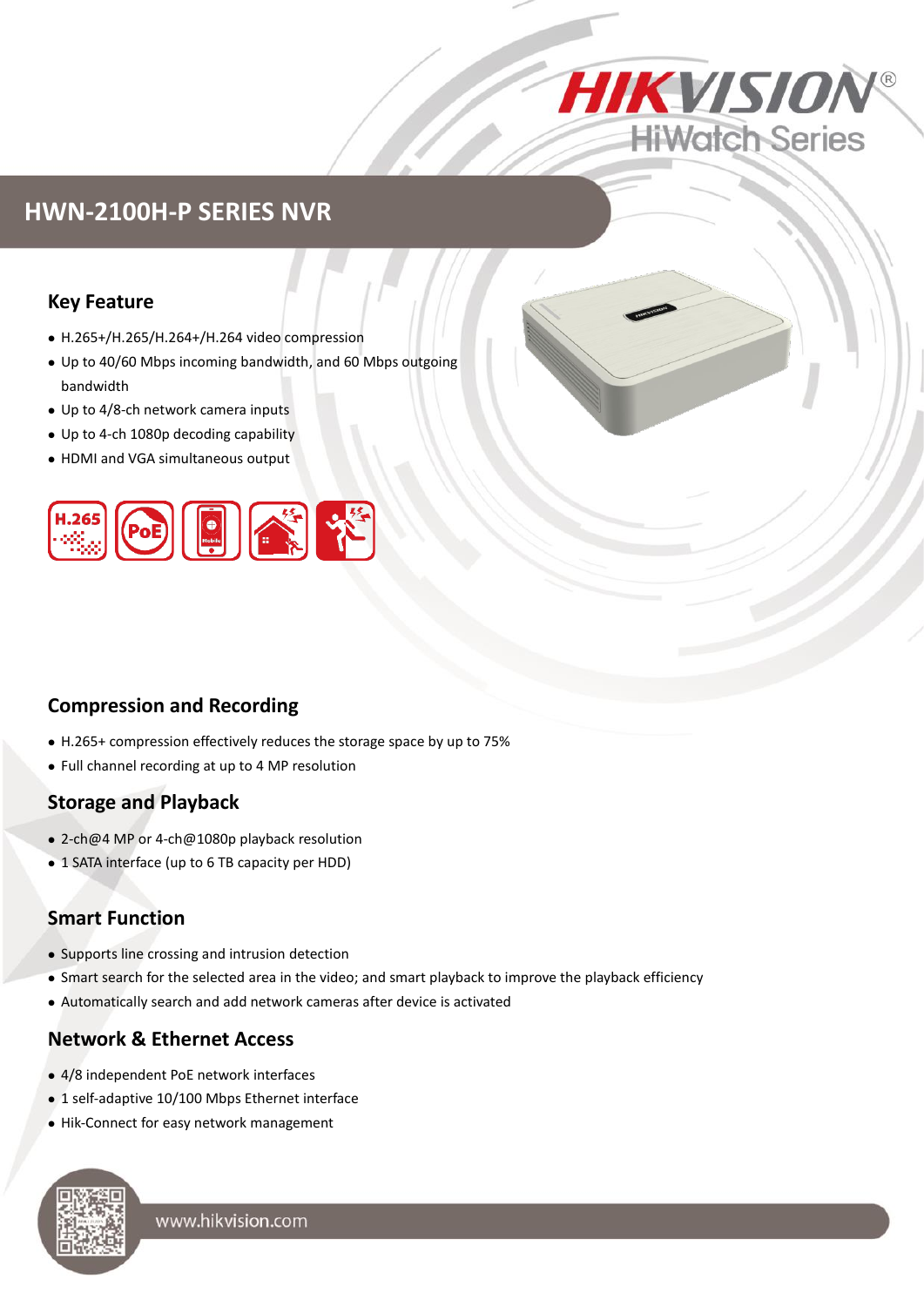# HWN-2100H-P SERIES NVR

## Key Feature

- H.265+/H.265/H.264+/H.264 video compression
- Up to 40/60 Mbps incoming bandwidth, and 60 Mbps outgoing bandwidth
- Up to 4/8-ch network camera inputs
- Up to 4-ch 1080p decoding capability
- HDMI and VGA simultaneous output

## Compression and Recording

- H.265+ compression effectively reduces the storage space by up to 75%
- Full channel recording at up to 4 MP resolution

## Storage and Playback

- 2-ch@4 MP or 4-ch@1080p playback resolution
- 1 SATA interface (up to 6 TB capacity per HDD)

## Smart Function

- Supports line crossing and intrusion detection
- Smart search for the selected area in the video; and smart playback to improve the playback efficiency
- Automatically search and add network cameras after device is activated

## Network & Ethernet Access

- 4/8 independent PoE network interfaces
- 1 self-adaptive 10/100 Mbps Ethernet interface
- Hik-Connect for easy network management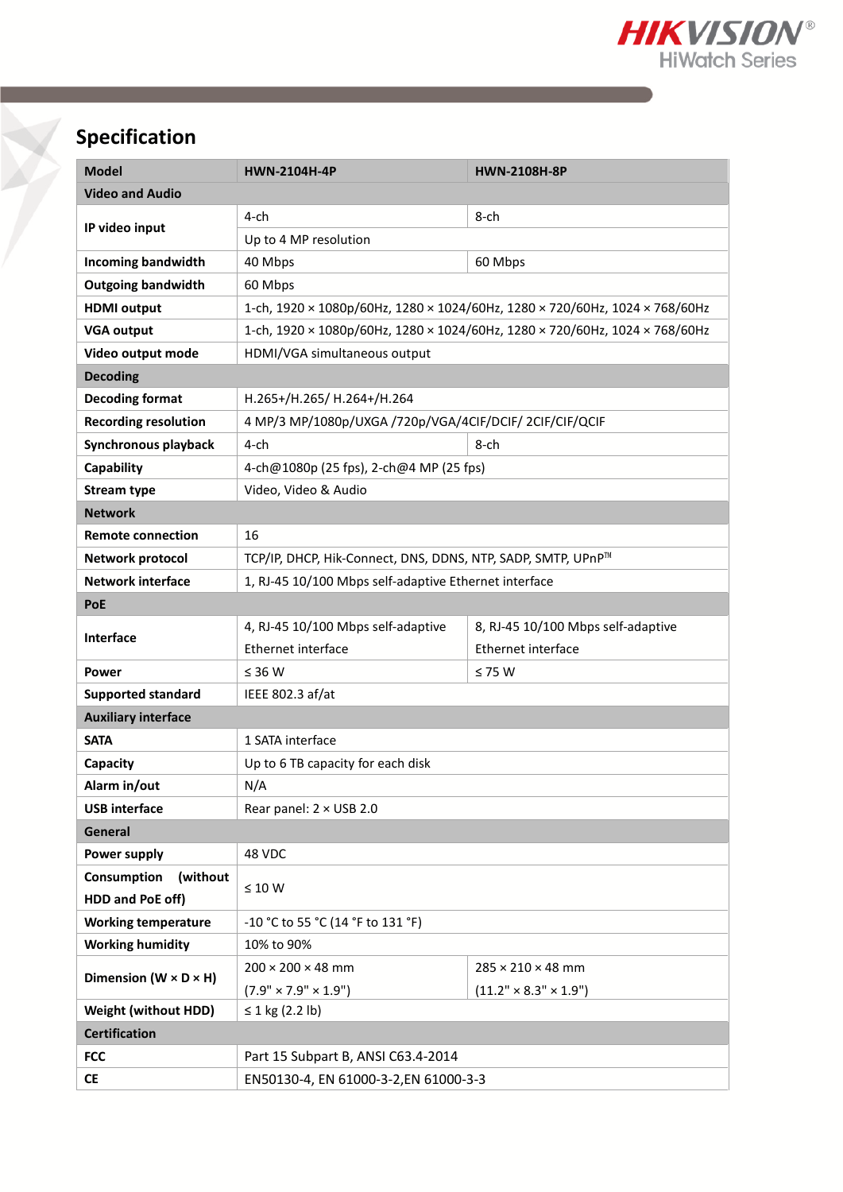## Specification

| Model | HWN-2104H-4P | HWN-2108H-8P |
|---|---|---|
| **Video and Audio** | | |
| **IP video input** | 4-ch | 8-ch |
| | Up to 4 MP resolution | |
| **Incoming bandwidth** | 40 Mbps | 60 Mbps |
| **Outgoing bandwidth** | 60 Mbps | |
| **HDMI output** | 1-ch, 1920 × 1080p/60Hz, 1280 × 1024/60Hz, 1280 × 720/60Hz, 1024 × 768/60Hz | |
| **VGA output** | 1-ch, 1920 × 1080p/60Hz, 1280 × 1024/60Hz, 1280 × 720/60Hz, 1024 × 768/60Hz | |
| **Video output mode** | HDMI/VGA simultaneous output | |
| **Decoding** | | |
| **Decoding format** | H.265+/H.265/ H.264+/H.264 | |
| **Recording resolution** | 4 MP/3 MP/1080p/UXGA /720p/VGA/4CIF/DCIF/ 2CIF/CIF/QCIF | |
| **Synchronous playback** | 4-ch | 8-ch |
| **Capability** | 4-ch@1080p (25 fps), 2-ch@4 MP (25 fps) | |
| **Stream type** | Video, Video & Audio | |
| **Network** | | |
| **Remote connection** | 16 | |
| **Network protocol** | TCP/IP, DHCP, Hik-Connect, DNS, DDNS, NTP, SADP, SMTP, UPnP™ | |
| **Network interface** | 1, RJ-45 10/100 Mbps self-adaptive Ethernet interface | |
| **PoE** | | |
| **Interface** | 4, RJ-45 10/100 Mbps self-adaptive Ethernet interface | 8, RJ-45 10/100 Mbps self-adaptive Ethernet interface |
| **Power** | ≤ 36 W | ≤ 75 W |
| **Supported standard** | IEEE 802.3 af/at | |
| **Auxiliary interface** | | |
| **SATA** | 1 SATA interface | |
| **Capacity** | Up to 6 TB capacity for each disk | |
| **Alarm in/out** | N/A | |
| **USB interface** | Rear panel: 2 × USB 2.0 | |
| **General** | | |
| **Power supply** | 48 VDC | |
| **Consumption (without HDD and PoE off)** | ≤ 10 W | |
| **Working temperature** | -10 °C to 55 °C (14 °F to 131 °F) | |
| **Working humidity** | 10% to 90% | |
| **Dimension (W × D × H)** | 200 × 200 × 48 mm (7.9" × 7.9" × 1.9") | 285 × 210 × 48 mm (11.2" × 8.3" × 1.9") |
| **Weight (without HDD)** | ≤ 1 kg (2.2 lb) | |
| **Certification** | | |
| **FCC** | Part 15 Subpart B, ANSI C63.4-2014 | |
| **CE** | EN50130-4, EN 61000-3-2,EN 61000-3-3 | |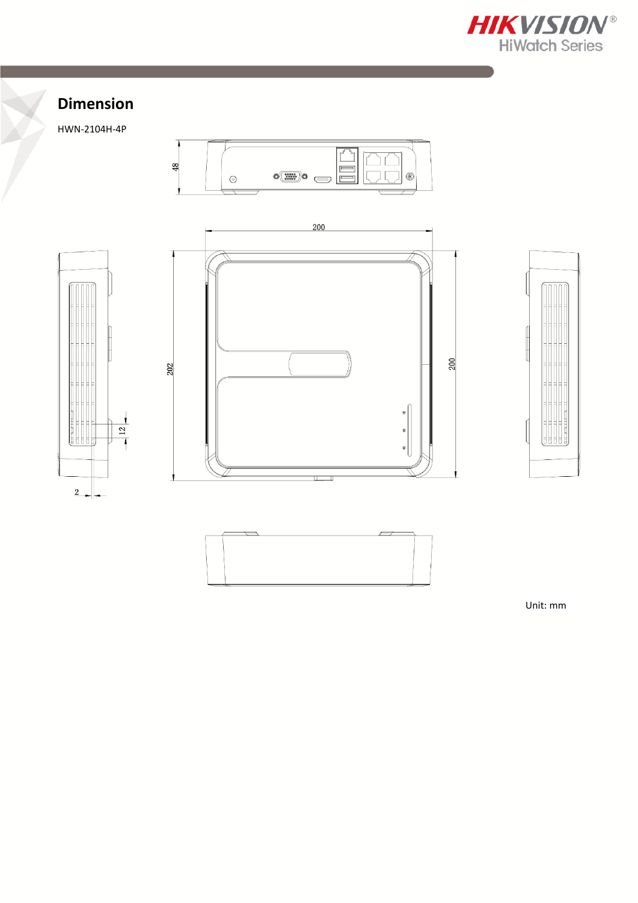## Dimension

HWN-2104H-4P

Unit: mm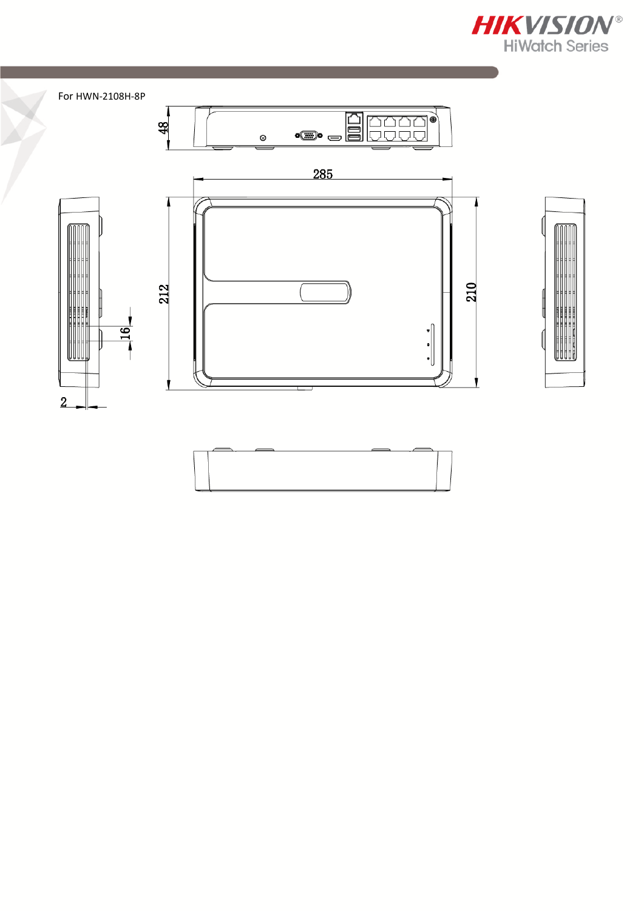For HWN-2108H-8P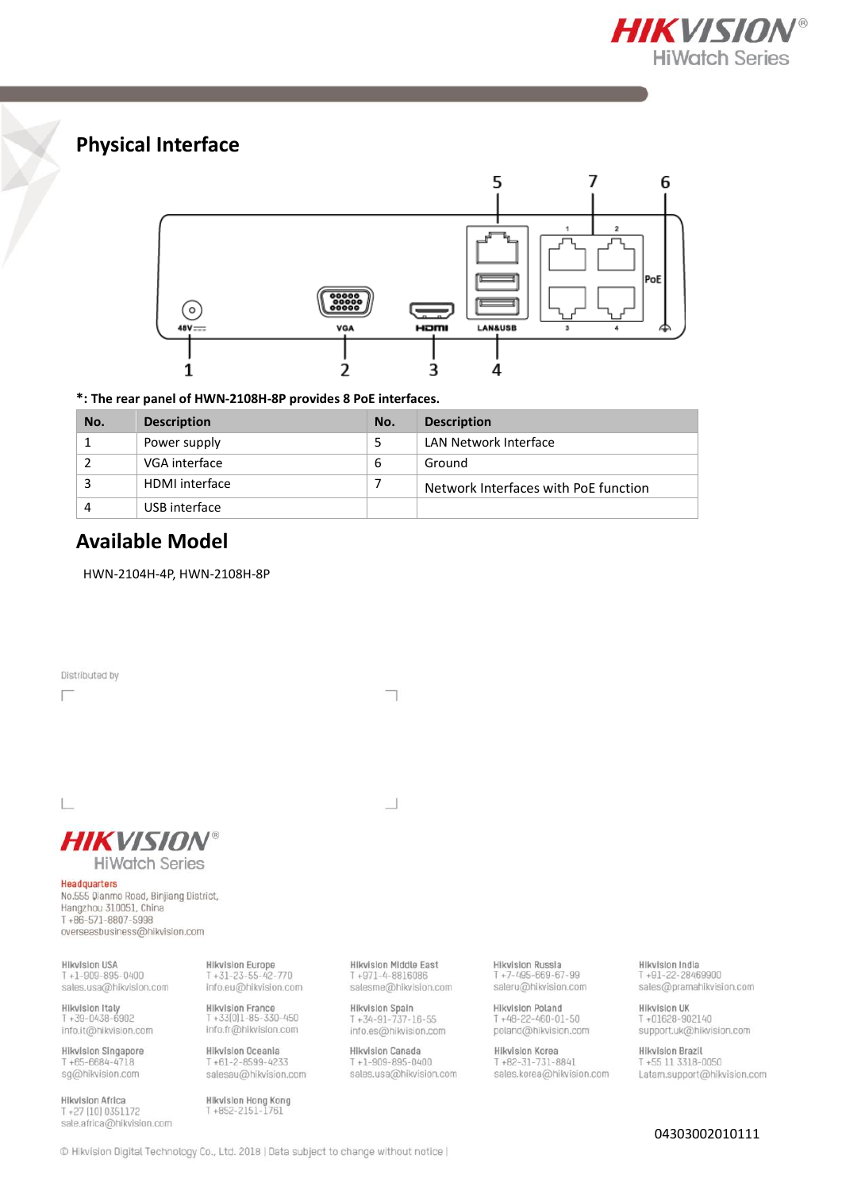## Physical Interface

5 7 6

48V VGA HDMI LAN&USB PoE

1 2 3 4

*: The rear panel of HWN-2108H-8P provides 8 PoE interfaces.

| No. | Description | No. | Description |
|---|---|---|---|
| 1 | Power supply | 5 | LAN Network Interface |
| 2 | VGA interface | 6 | Ground |
| 3 | HDMI interface | 7 | Network Interfaces with PoE function |
| 4 | USB interface | | |

## Available Model

HWN-2104H-4P, HWN-2108H-8P

Distributed by

**HIKVISION**
HiWatch Series

Headquarters
No.555 Qianmo Road, Binjiang District,
Hangzhou 310051, China
T +86-571-8807-5998
overseasbusiness@hikvision.com

Hikvision USA
T +1-909-895-0400
sales.usa@hikvision.com

Hikvision Europe
T +31-23-55-42-770
info.eu@hikvision.com

Hikvision Middle East
T +971-4-8816086
salesme@hikvision.com

Hikvision Russia
T +7-495-669-67-99
saleru@hikvision.com

Hikvision India
T +91-22-28469900
sales@pramahikvision.com

Hikvision Italy
T +39-0438-6902
info.it@hikvision.com

Hikvision France
T +33(0)1-85-330-450
info.fr@hikvision.com

Hikvision Spain
T +34-91-737-16-55
info.es@hikvision.com

Hikvision Poland
T +48-22-460-01-50
poland@hikvision.com

Hikvision UK
T +01628-902140
support.uk@hikvision.com

Hikvision Singapore
T +65-6684-4718
sg@hikvision.com

Hikvision Oceania
T +61-2-8599-4233
salesau@hikvision.com

Hikvision Canada
T +1-909-895-0400
sales.usa@hikvision.com

Hikvision Korea
T +82-31-731-8841
sales.korea@hikvision.com

Hikvision Brazil
T +55 11 3318-0050
Latam.support@hikvision.com

Hikvision Africa
T +27 (10) 0351172
sale.africa@hikvision.com

Hikvision Hong Kong
T +852-2151-1761

04303002010111

© Hikvision Digital Technology Co., Ltd. 2018 | Data subject to change without notice |